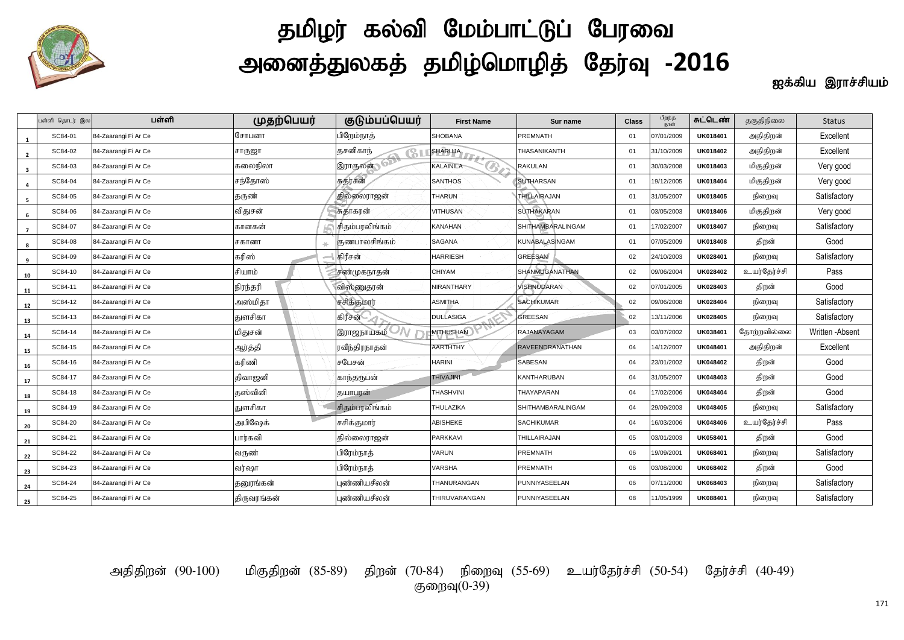# தமிழர் கல்வி மேம்பாட்டுப் பேரவை

# அனைத்துலகத் தமிழ்மொழித் தேர்வு -2016

ஐக்கிய இராச்சியம்

| | பள்ளி தொடர் இல | பள்ளி | முதற்பெயர் | குடும்பப்பெயர் | First Name | Sur name | Class | பிறந்த நாள் | சுட்டெண் | தகுதிநிலை | Status |
|---|---|---|---|---|---|---|---|---|---|---|---|
| 1 | SC84-01 | 84-Zaarangi Fi Ar Ce | சோபனா | பிறேம்நாத் | SHOBANA | PREMNATH | 01 | 07/01/2009 | UK018401 | அதிதிறன் | Excellent |
| 2 | SC84-02 | 84-Zaarangi Fi Ar Ce | சாருஜா | தசனிகாந் | SHARUJA | THASANIKANTH | 01 | 31/10/2009 | UK018402 | அதிதிறன் | Excellent |
| 3 | SC84-03 | 84-Zaarangi Fi Ar Ce | கலைநிலா | இராகுலன் | KALAINILA | RAKULAN | 01 | 30/03/2008 | UK018403 | மிகுதிறன் | Very good |
| 4 | SC84-04 | 84-Zaarangi Fi Ar Ce | சந்தோஸ் | சுதர்சன் | SANTHOS | SUTHARSAN | 01 | 19/12/2005 | UK018404 | மிகுதிறன் | Very good |
| 5 | SC84-05 | 84-Zaarangi Fi Ar Ce | தருண் | தில்லைராஜன் | THARUN | THILLAIRAJAN | 01 | 31/05/2007 | UK018405 | நிறைவு | Satisfactory |
| 6 | SC84-06 | 84-Zaarangi Fi Ar Ce | விதுசன் | சுதாகரன் | VITHUSAN | SUTHAKARAN | 01 | 03/05/2003 | UK018406 | மிகுதிறன் | Very good |
| 7 | SC84-07 | 84-Zaarangi Fi Ar Ce | கானகன் | சிதம்பரலிங்கம் | KANAHAN | SHITHAMBARALINGAM | 01 | 17/02/2007 | UK018407 | நிறைவு | Satisfactory |
| 8 | SC84-08 | 84-Zaarangi Fi Ar Ce | சகானா | குணபாலசிங்கம் | SAGANA | KUNABALASINGAM | 01 | 07/05/2009 | UK018408 | திறன் | Good |
| 9 | SC84-09 | 84-Zaarangi Fi Ar Ce | கரிஸ் | கிரீசன் | HARRIESH | GREESAN | 02 | 24/10/2003 | UK028401 | நிறைவு | Satisfactory |
| 10 | SC84-10 | 84-Zaarangi Fi Ar Ce | சியாம் | சண்முகநாதன் | CHIYAM | SHANMUGANATHAN | 02 | 09/06/2004 | UK028402 | உயர்தேர்ச்சி | Pass |
| 11 | SC84-11 | 84-Zaarangi Fi Ar Ce | நிரந்தரி | விஸ்ணுதரன் | NIRANTHARY | VISHNUDARAN | 02 | 07/01/2005 | UK028403 | திறன் | Good |
| 12 | SC84-12 | 84-Zaarangi Fi Ar Ce | அஸ்மிதா | சசிக்குமார் | ASMITHA | SACHIKUMAR | 02 | 09/06/2008 | UK028404 | நிறைவு | Satisfactory |
| 13 | SC84-13 | 84-Zaarangi Fi Ar Ce | துளசிகா | கிரீசன் | DULLASIGA | GREESAN | 02 | 13/11/2006 | UK028405 | நிறைவு | Satisfactory |
| 14 | SC84-14 | 84-Zaarangi Fi Ar Ce | மிதுசன் | இராஜநாயகம் | MITHUSHAN | RAJANAYAGAM | 03 | 03/07/2002 | UK038401 | தோற்றவில்லை | Written -Absent |
| 15 | SC84-15 | 84-Zaarangi Fi Ar Ce | ஆர்த்தி | ரவீந்திரநாதன் | AARTHTHY | RAVEENDRANATHAN | 04 | 14/12/2007 | UK048401 | அதிதிறன் | Excellent |
| 16 | SC84-16 | 84-Zaarangi Fi Ar Ce | கரிணி | சபேசன் | HARINI | SABESAN | 04 | 23/01/2002 | UK048402 | திறன் | Good |
| 17 | SC84-17 | 84-Zaarangi Fi Ar Ce | திவாஜனி | காந்தருபன் | THIVAJINI | KANTHARUBAN | 04 | 31/05/2007 | UK048403 | திறன் | Good |
| 18 | SC84-18 | 84-Zaarangi Fi Ar Ce | தஸ்வினி | தயாபரன் | THASHVINI | THAYAPARAN | 04 | 17/02/2006 | UK048404 | திறன் | Good |
| 19 | SC84-19 | 84-Zaarangi Fi Ar Ce | துளசிகா | சிதம்பரலிங்கம் | THULAZIKA | SHITHAMBARALINGAM | 04 | 29/09/2003 | UK048405 | நிறைவு | Satisfactory |
| 20 | SC84-20 | 84-Zaarangi Fi Ar Ce | அபிஷேக் | சசிக்குமார் | ABISHEKE | SACHIKUMAR | 04 | 16/03/2006 | UK048406 | உயர்தேர்ச்சி | Pass |
| 21 | SC84-21 | 84-Zaarangi Fi Ar Ce | பார்கவி | தில்லைராஜன் | PARKKAVI | THILLAIRAJAN | 05 | 03/01/2003 | UK058401 | திறன் | Good |
| 22 | SC84-22 | 84-Zaarangi Fi Ar Ce | வருண் | பிரேம்நாத் | VARUN | PREMNATH | 06 | 19/09/2001 | UK068401 | நிறைவு | Satisfactory |
| 23 | SC84-23 | 84-Zaarangi Fi Ar Ce | வர்ஷா | பிரேம்நாத் | VARSHA | PREMNATH | 06 | 03/08/2000 | UK068402 | திறன் | Good |
| 24 | SC84-24 | 84-Zaarangi Fi Ar Ce | தனுரங்கன் | புண்ணியசீலன் | THANURANGAN | PUNNIYASEELAN | 06 | 07/11/2000 | UK068403 | நிறைவு | Satisfactory |
| 25 | SC84-25 | 84-Zaarangi Fi Ar Ce | திருவரங்கன் | புண்ணியசீலன் | THIRUVARANGAN | PUNNIYASEELAN | 08 | 11/05/1999 | UK088401 | நிறைவு | Satisfactory |

அதிதிறன் (90-100) மிகுதிறன் (85-89) திறன் (70-84) நிறைவு (55-69) உயர்தேர்ச்சி (50-54) தேர்ச்சி (40-49) குறைவு(0-39)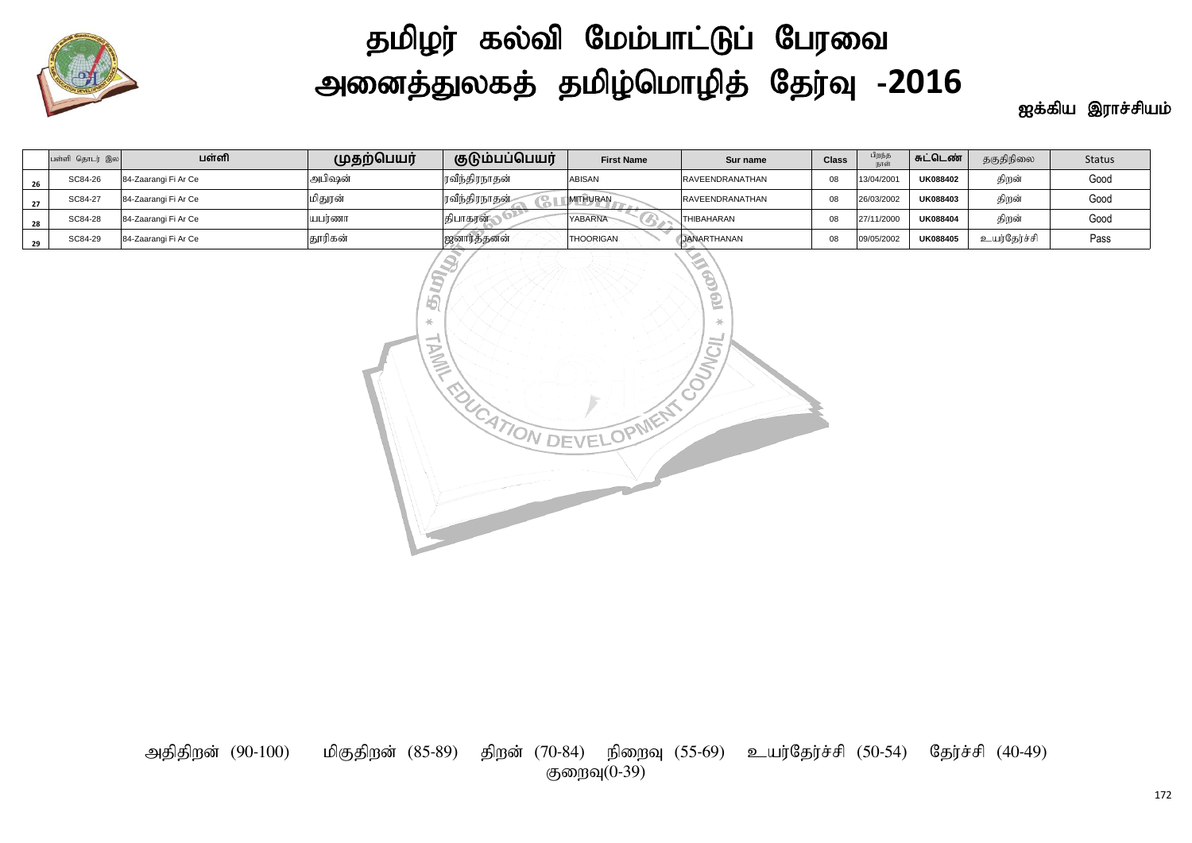# தமிழர் கல்வி மேம்பாட்டுப் பேரவை
# அனைத்துலகத் தமிழ்மொழித் தேர்வு -2016

ஐக்கிய இராச்சியம்

| | பள்ளி தொடர் இல | பள்ளி | முதற்பெயர் | குடும்பப்பெயர் | First Name | Sur name | Class | பிறந்த நாள் | சுட்டெண் | தகுதிநிலை | Status |
|---|---|---|---|---|---|---|---|---|---|---|---|
| 26 | SC84-26 | 84-Zaarangi Fi Ar Ce | அபிஷன் | ரவீந்திரநாதன் | ABISAN | RAVEENDRANATHAN | 08 | 13/04/2001 | UK088402 | திறன் | Good |
| 27 | SC84-27 | 84-Zaarangi Fi Ar Ce | மிதுரன் | ரவீந்திரநாதன் | MITHURAN | RAVEENDRANATHAN | 08 | 26/03/2002 | UK088403 | திறன் | Good |
| 28 | SC84-28 | 84-Zaarangi Fi Ar Ce | யபர்ணா | திபாகரன் | YABARNA | THIBAHARAN | 08 | 27/11/2000 | UK088404 | திறன் | Good |
| 29 | SC84-29 | 84-Zaarangi Fi Ar Ce | தூரிகன் | ஜனார்த்தனன் | THOORIGAN | JANARTHANAN | 08 | 09/05/2002 | UK088405 | உயர்தேர்ச்சி | Pass |

அதிதிறன் (90-100) மிகுதிறன் (85-89) திறன் (70-84) நிறைவு (55-69) உயர்தேர்ச்சி (50-54) தேர்ச்சி (40-49) குறைவு(0-39)